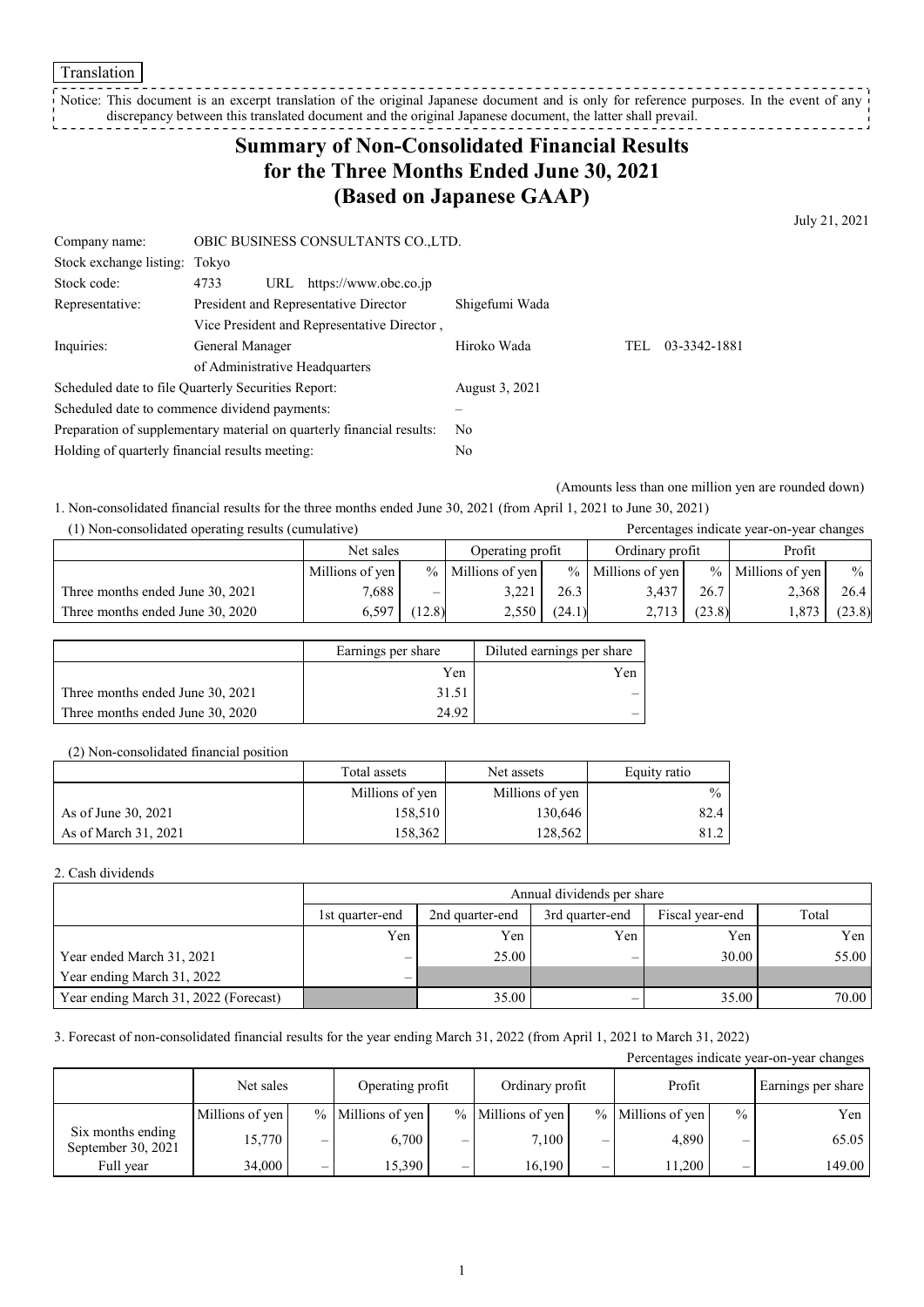Translation

Notice: This document is an excerpt translation of the original Japanese document and is only for reference purposes. In the event of any discrepancy between this translated document and the original Japanese document, the latter shall prevail.

# Summary of Non-Consolidated Financial Results for the Three Months Ended June 30, 2021 (Based on Japanese GAAP)

July 21, 2021

| | | |
|---|---|---|
| Company name: | OBIC BUSINESS CONSULTANTS CO.,LTD. | |
| Stock exchange listing: | Tokyo | |
| Stock code: | 4733 URL https://www.obc.co.jp | |
| Representative: | President and Representative Director | Shigefumi Wada |
| Inquiries: | Vice President and Representative Director, General Manager of Administrative Headquarters | Hiroko Wada TEL 03-3342-1881 |
| Scheduled date to file Quarterly Securities Report: | | August 3, 2021 |
| Scheduled date to commence dividend payments: | | – |
| Preparation of supplementary material on quarterly financial results: | | No |
| Holding of quarterly financial results meeting: | | No |

(Amounts less than one million yen are rounded down)

1. Non-consolidated financial results for the three months ended June 30, 2021 (from April 1, 2021 to June 30, 2021)

(1) Non-consolidated operating results (cumulative)

Percentages indicate year-on-year changes

| | Net sales | | Operating profit | | Ordinary profit | | Profit | |
|---|---|---|---|---|---|---|---|---|
| | Millions of yen | % | Millions of yen | % | Millions of yen | % | Millions of yen | % |
| Three months ended June 30, 2021 | 7,688 | – | 3,221 | 26.3 | 3,437 | 26.7 | 2,368 | 26.4 |
| Three months ended June 30, 2020 | 6,597 | (12.8) | 2,550 | (24.1) | 2,713 | (23.8) | 1,873 | (23.8) |

| | Earnings per share | Diluted earnings per share |
|---|---|---|
| | Yen | Yen |
| Three months ended June 30, 2021 | 31.51 | – |
| Three months ended June 30, 2020 | 24.92 | – |

(2) Non-consolidated financial position

| | Total assets | Net assets | Equity ratio |
|---|---|---|---|
| | Millions of yen | Millions of yen | % |
| As of June 30, 2021 | 158,510 | 130,646 | 82.4 |
| As of March 31, 2021 | 158,362 | 128,562 | 81.2 |

2. Cash dividends

| | Annual dividends per share | | | | |
|---|---|---|---|---|---|
| | 1st quarter-end | 2nd quarter-end | 3rd quarter-end | Fiscal year-end | Total |
| | Yen | Yen | Yen | Yen | Yen |
| Year ended March 31, 2021 | – | 25.00 | – | 30.00 | 55.00 |
| Year ending March 31, 2022 | – | | | | |
| Year ending March 31, 2022 (Forecast) | | 35.00 | – | 35.00 | 70.00 |

3. Forecast of non-consolidated financial results for the year ending March 31, 2022 (from April 1, 2021 to March 31, 2022)

Percentages indicate year-on-year changes

| | Net sales | | Operating profit | | Ordinary profit | | Profit | | Earnings per share |
|---|---|---|---|---|---|---|---|---|---|
| | Millions of yen | % | Millions of yen | % | Millions of yen | % | Millions of yen | % | Yen |
| Six months ending September 30, 2021 | 15,770 | – | 6,700 | – | 7,100 | – | 4,890 | – | 65.05 |
| Full year | 34,000 | – | 15,390 | – | 16,190 | – | 11,200 | – | 149.00 |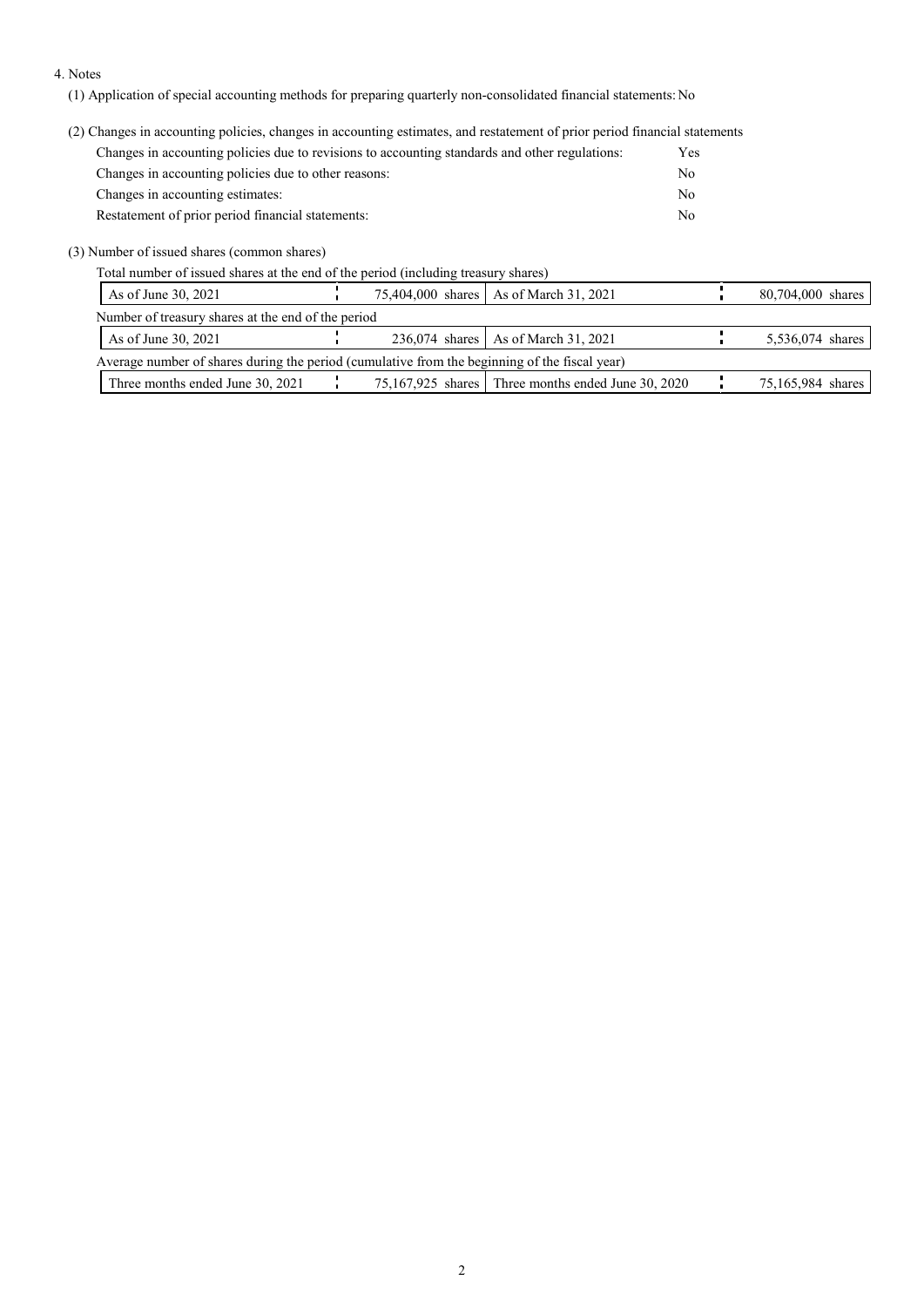4. Notes

(1) Application of special accounting methods for preparing quarterly non-consolidated financial statements: No

(2) Changes in accounting policies, changes in accounting estimates, and restatement of prior period financial statements

| | |
|---|---|
| Changes in accounting policies due to revisions to accounting standards and other regulations: | Yes |
| Changes in accounting policies due to other reasons: | No |
| Changes in accounting estimates: | No |
| Restatement of prior period financial statements: | No |

(3) Number of issued shares (common shares)

Total number of issued shares at the end of the period (including treasury shares)

| | | | |
|---|---|---|---|
| As of June 30, 2021 | 75,404,000 shares | As of March 31, 2021 | 80,704,000 shares |

Number of treasury shares at the end of the period

| | | | |
|---|---|---|---|
| As of June 30, 2021 | 236,074 shares | As of March 31, 2021 | 5,536,074 shares |

Average number of shares during the period (cumulative from the beginning of the fiscal year)

| | | | |
|---|---|---|---|
| Three months ended June 30, 2021 | 75,167,925 shares | Three months ended June 30, 2020 | 75,165,984 shares |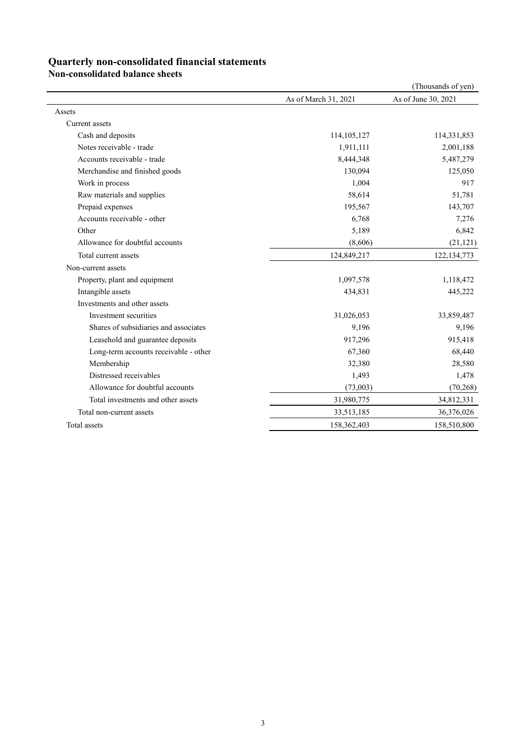# Quarterly non-consolidated financial statements

## Non-consolidated balance sheets

(Thousands of yen)

| | As of March 31, 2021 | As of June 30, 2021 |
|---|---|---|
| Assets | | |
| Current assets | | |
| Cash and deposits | 114,105,127 | 114,331,853 |
| Notes receivable - trade | 1,911,111 | 2,001,188 |
| Accounts receivable - trade | 8,444,348 | 5,487,279 |
| Merchandise and finished goods | 130,094 | 125,050 |
| Work in process | 1,004 | 917 |
| Raw materials and supplies | 58,614 | 51,781 |
| Prepaid expenses | 195,567 | 143,707 |
| Accounts receivable - other | 6,768 | 7,276 |
| Other | 5,189 | 6,842 |
| Allowance for doubtful accounts | (8,606) | (21,121) |
| Total current assets | 124,849,217 | 122,134,773 |
| Non-current assets | | |
| Property, plant and equipment | 1,097,578 | 1,118,472 |
| Intangible assets | 434,831 | 445,222 |
| Investments and other assets | | |
| Investment securities | 31,026,053 | 33,859,487 |
| Shares of subsidiaries and associates | 9,196 | 9,196 |
| Leasehold and guarantee deposits | 917,296 | 915,418 |
| Long-term accounts receivable - other | 67,360 | 68,440 |
| Membership | 32,380 | 28,580 |
| Distressed receivables | 1,493 | 1,478 |
| Allowance for doubtful accounts | (73,003) | (70,268) |
| Total investments and other assets | 31,980,775 | 34,812,331 |
| Total non-current assets | 33,513,185 | 36,376,026 |
| Total assets | 158,362,403 | 158,510,800 |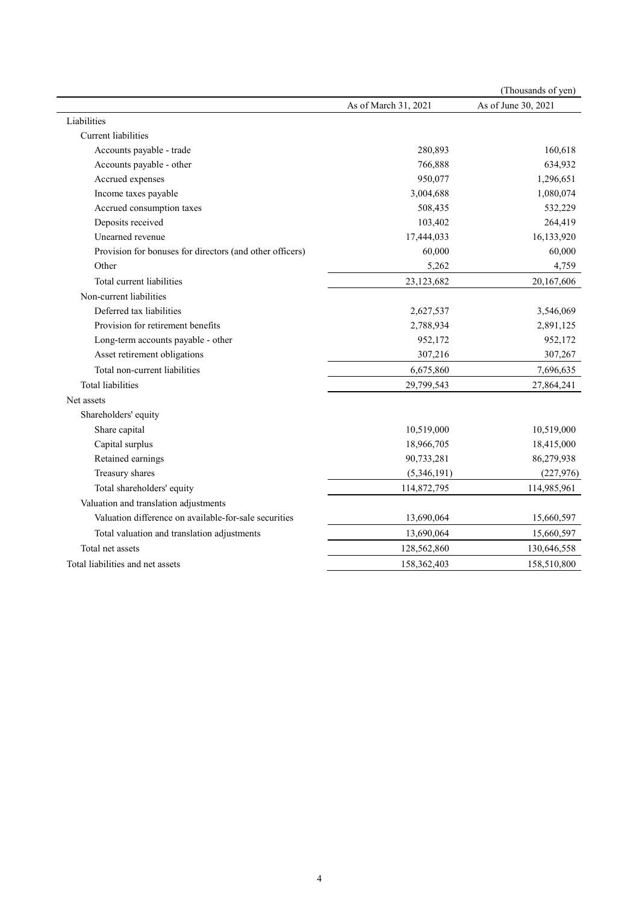(Thousands of yen)

| | As of March 31, 2021 | As of June 30, 2021 |
|---|---|---|
| Liabilities | | |
| Current liabilities | | |
| Accounts payable - trade | 280,893 | 160,618 |
| Accounts payable - other | 766,888 | 634,932 |
| Accrued expenses | 950,077 | 1,296,651 |
| Income taxes payable | 3,004,688 | 1,080,074 |
| Accrued consumption taxes | 508,435 | 532,229 |
| Deposits received | 103,402 | 264,419 |
| Unearned revenue | 17,444,033 | 16,133,920 |
| Provision for bonuses for directors (and other officers) | 60,000 | 60,000 |
| Other | 5,262 | 4,759 |
| Total current liabilities | 23,123,682 | 20,167,606 |
| Non-current liabilities | | |
| Deferred tax liabilities | 2,627,537 | 3,546,069 |
| Provision for retirement benefits | 2,788,934 | 2,891,125 |
| Long-term accounts payable - other | 952,172 | 952,172 |
| Asset retirement obligations | 307,216 | 307,267 |
| Total non-current liabilities | 6,675,860 | 7,696,635 |
| Total liabilities | 29,799,543 | 27,864,241 |
| Net assets | | |
| Shareholders' equity | | |
| Share capital | 10,519,000 | 10,519,000 |
| Capital surplus | 18,966,705 | 18,415,000 |
| Retained earnings | 90,733,281 | 86,279,938 |
| Treasury shares | (5,346,191) | (227,976) |
| Total shareholders' equity | 114,872,795 | 114,985,961 |
| Valuation and translation adjustments | | |
| Valuation difference on available-for-sale securities | 13,690,064 | 15,660,597 |
| Total valuation and translation adjustments | 13,690,064 | 15,660,597 |
| Total net assets | 128,562,860 | 130,646,558 |
| Total liabilities and net assets | 158,362,403 | 158,510,800 |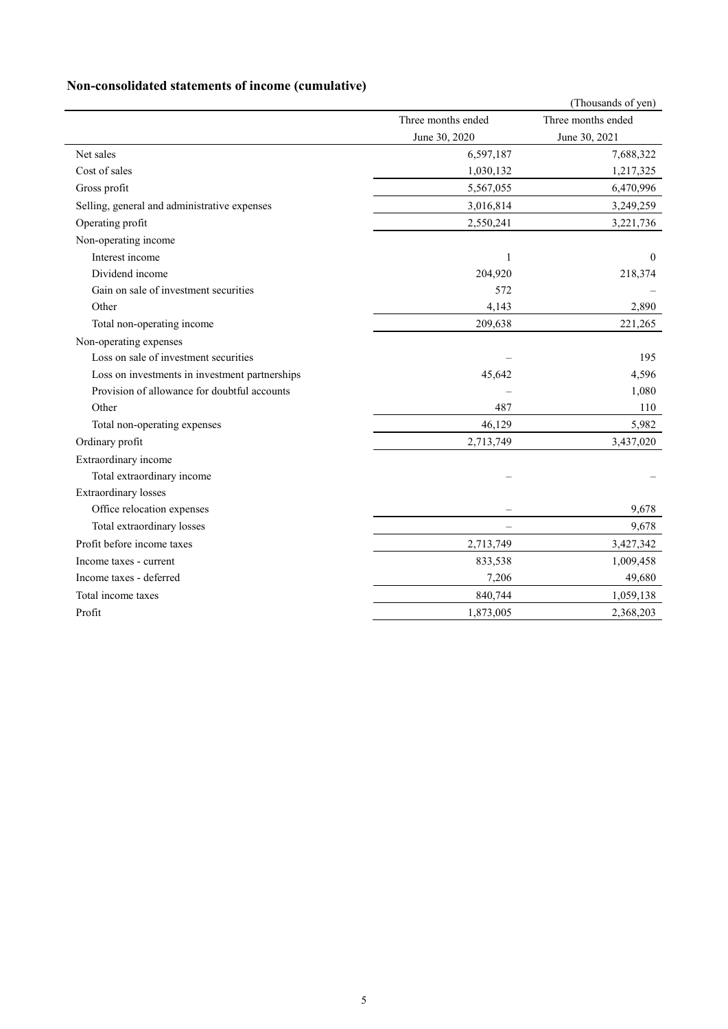## Non-consolidated statements of income (cumulative)

(Thousands of yen)

| | Three months ended June 30, 2020 | Three months ended June 30, 2021 |
|---|---|---|
| Net sales | 6,597,187 | 7,688,322 |
| Cost of sales | 1,030,132 | 1,217,325 |
| Gross profit | 5,567,055 | 6,470,996 |
| Selling, general and administrative expenses | 3,016,814 | 3,249,259 |
| Operating profit | 2,550,241 | 3,221,736 |
| Non-operating income | | |
| Interest income | 1 | 0 |
| Dividend income | 204,920 | 218,374 |
| Gain on sale of investment securities | 572 | – |
| Other | 4,143 | 2,890 |
| Total non-operating income | 209,638 | 221,265 |
| Non-operating expenses | | |
| Loss on sale of investment securities | – | 195 |
| Loss on investments in investment partnerships | 45,642 | 4,596 |
| Provision of allowance for doubtful accounts | – | 1,080 |
| Other | 487 | 110 |
| Total non-operating expenses | 46,129 | 5,982 |
| Ordinary profit | 2,713,749 | 3,437,020 |
| Extraordinary income | | |
| Total extraordinary income | – | – |
| Extraordinary losses | | |
| Office relocation expenses | – | 9,678 |
| Total extraordinary losses | – | 9,678 |
| Profit before income taxes | 2,713,749 | 3,427,342 |
| Income taxes - current | 833,538 | 1,009,458 |
| Income taxes - deferred | 7,206 | 49,680 |
| Total income taxes | 840,744 | 1,059,138 |
| Profit | 1,873,005 | 2,368,203 |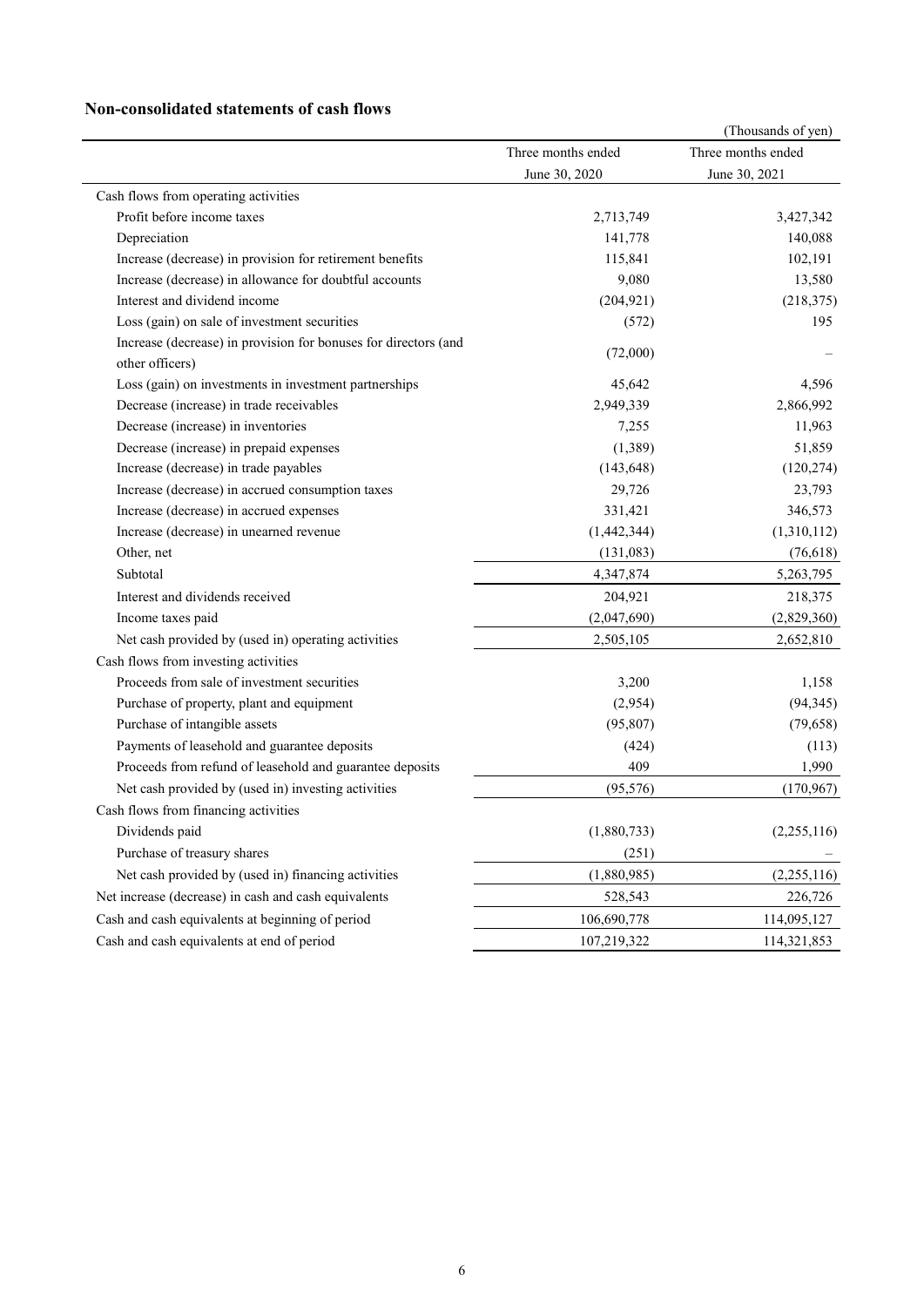## Non-consolidated statements of cash flows

(Thousands of yen)

| | Three months ended June 30, 2020 | Three months ended June 30, 2021 |
|---|---|---|
| Cash flows from operating activities | | |
| Profit before income taxes | 2,713,749 | 3,427,342 |
| Depreciation | 141,778 | 140,088 |
| Increase (decrease) in provision for retirement benefits | 115,841 | 102,191 |
| Increase (decrease) in allowance for doubtful accounts | 9,080 | 13,580 |
| Interest and dividend income | (204,921) | (218,375) |
| Loss (gain) on sale of investment securities | (572) | 195 |
| Increase (decrease) in provision for bonuses for directors (and other officers) | (72,000) | – |
| Loss (gain) on investments in investment partnerships | 45,642 | 4,596 |
| Decrease (increase) in trade receivables | 2,949,339 | 2,866,992 |
| Decrease (increase) in inventories | 7,255 | 11,963 |
| Decrease (increase) in prepaid expenses | (1,389) | 51,859 |
| Increase (decrease) in trade payables | (143,648) | (120,274) |
| Increase (decrease) in accrued consumption taxes | 29,726 | 23,793 |
| Increase (decrease) in accrued expenses | 331,421 | 346,573 |
| Increase (decrease) in unearned revenue | (1,442,344) | (1,310,112) |
| Other, net | (131,083) | (76,618) |
| Subtotal | 4,347,874 | 5,263,795 |
| Interest and dividends received | 204,921 | 218,375 |
| Income taxes paid | (2,047,690) | (2,829,360) |
| Net cash provided by (used in) operating activities | 2,505,105 | 2,652,810 |
| Cash flows from investing activities | | |
| Proceeds from sale of investment securities | 3,200 | 1,158 |
| Purchase of property, plant and equipment | (2,954) | (94,345) |
| Purchase of intangible assets | (95,807) | (79,658) |
| Payments of leasehold and guarantee deposits | (424) | (113) |
| Proceeds from refund of leasehold and guarantee deposits | 409 | 1,990 |
| Net cash provided by (used in) investing activities | (95,576) | (170,967) |
| Cash flows from financing activities | | |
| Dividends paid | (1,880,733) | (2,255,116) |
| Purchase of treasury shares | (251) | – |
| Net cash provided by (used in) financing activities | (1,880,985) | (2,255,116) |
| Net increase (decrease) in cash and cash equivalents | 528,543 | 226,726 |
| Cash and cash equivalents at beginning of period | 106,690,778 | 114,095,127 |
| Cash and cash equivalents at end of period | 107,219,322 | 114,321,853 |